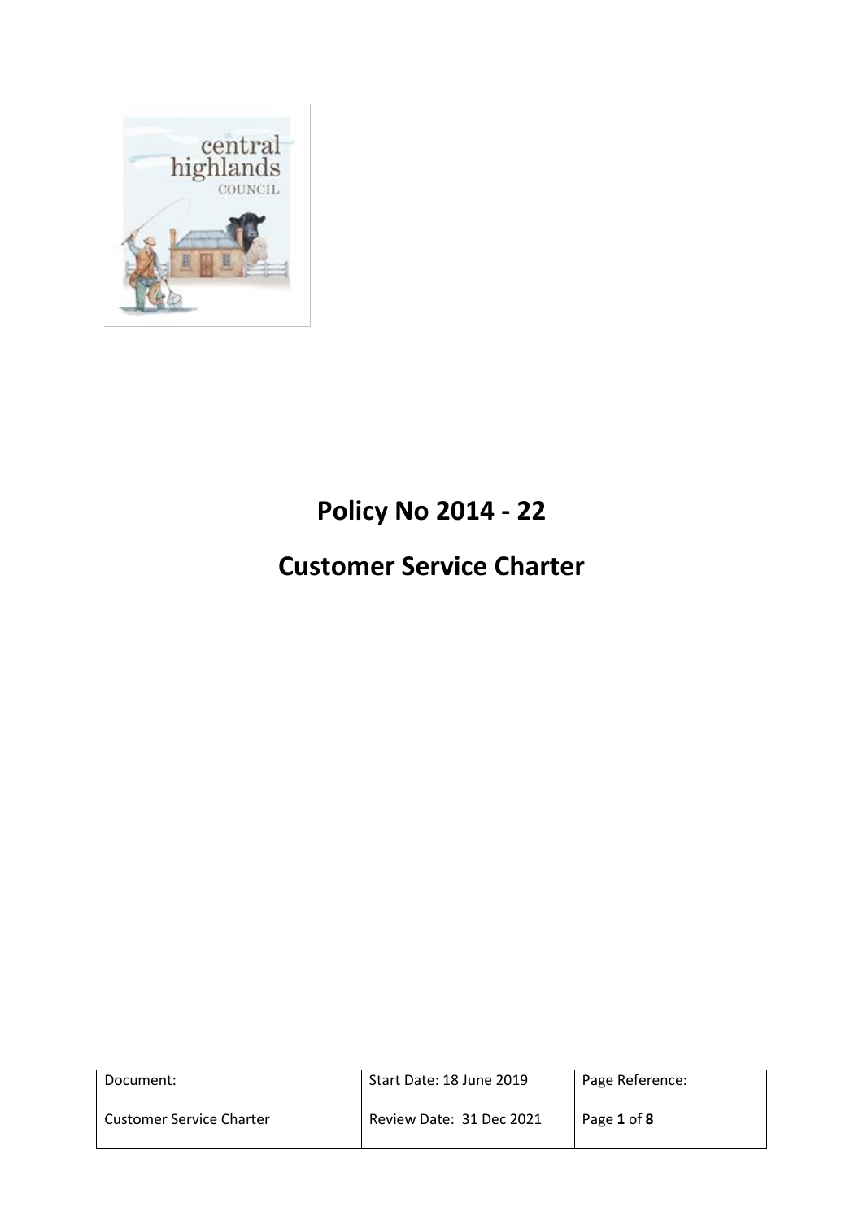# Policy No 2014 - 22

# Customer Service Charter

| Document: | Start Date: 18 June 2019 | Page Reference: |
| --- | --- | --- |
| Customer Service Charter | Review Date: 31 Dec 2021 | Page **1** of **8** |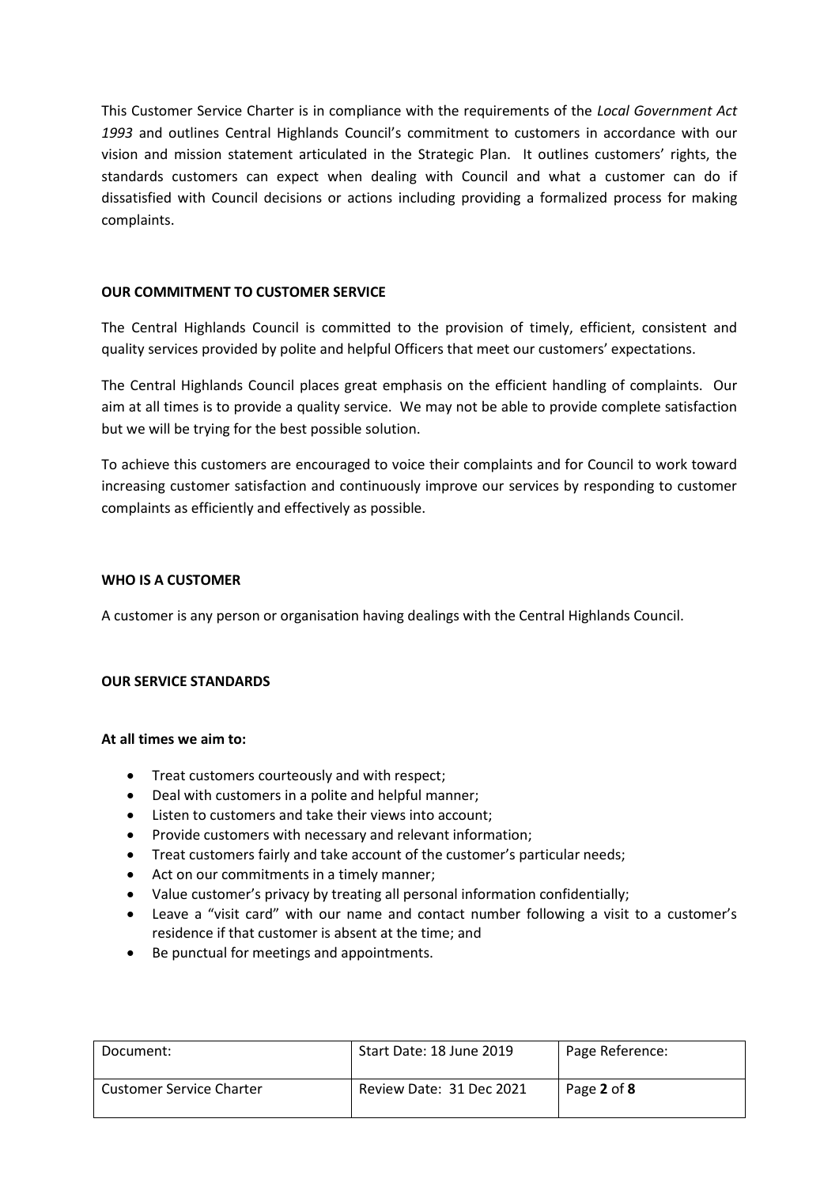This Customer Service Charter is in compliance with the requirements of the *Local Government Act 1993* and outlines Central Highlands Council's commitment to customers in accordance with our vision and mission statement articulated in the Strategic Plan. It outlines customers' rights, the standards customers can expect when dealing with Council and what a customer can do if dissatisfied with Council decisions or actions including providing a formalized process for making complaints.

## OUR COMMITMENT TO CUSTOMER SERVICE

The Central Highlands Council is committed to the provision of timely, efficient, consistent and quality services provided by polite and helpful Officers that meet our customers' expectations.

The Central Highlands Council places great emphasis on the efficient handling of complaints. Our aim at all times is to provide a quality service. We may not be able to provide complete satisfaction but we will be trying for the best possible solution.

To achieve this customers are encouraged to voice their complaints and for Council to work toward increasing customer satisfaction and continuously improve our services by responding to customer complaints as efficiently and effectively as possible.

## WHO IS A CUSTOMER

A customer is any person or organisation having dealings with the Central Highlands Council.

## OUR SERVICE STANDARDS

**At all times we aim to:**

- Treat customers courteously and with respect;
- Deal with customers in a polite and helpful manner;
- Listen to customers and take their views into account;
- Provide customers with necessary and relevant information;
- Treat customers fairly and take account of the customer's particular needs;
- Act on our commitments in a timely manner;
- Value customer's privacy by treating all personal information confidentially;
- Leave a "visit card" with our name and contact number following a visit to a customer's residence if that customer is absent at the time; and
- Be punctual for meetings and appointments.

| Document: | Start Date: 18 June 2019 | Page Reference: |
|---|---|---|
| Customer Service Charter | Review Date: 31 Dec 2021 | Page **2** of **8** |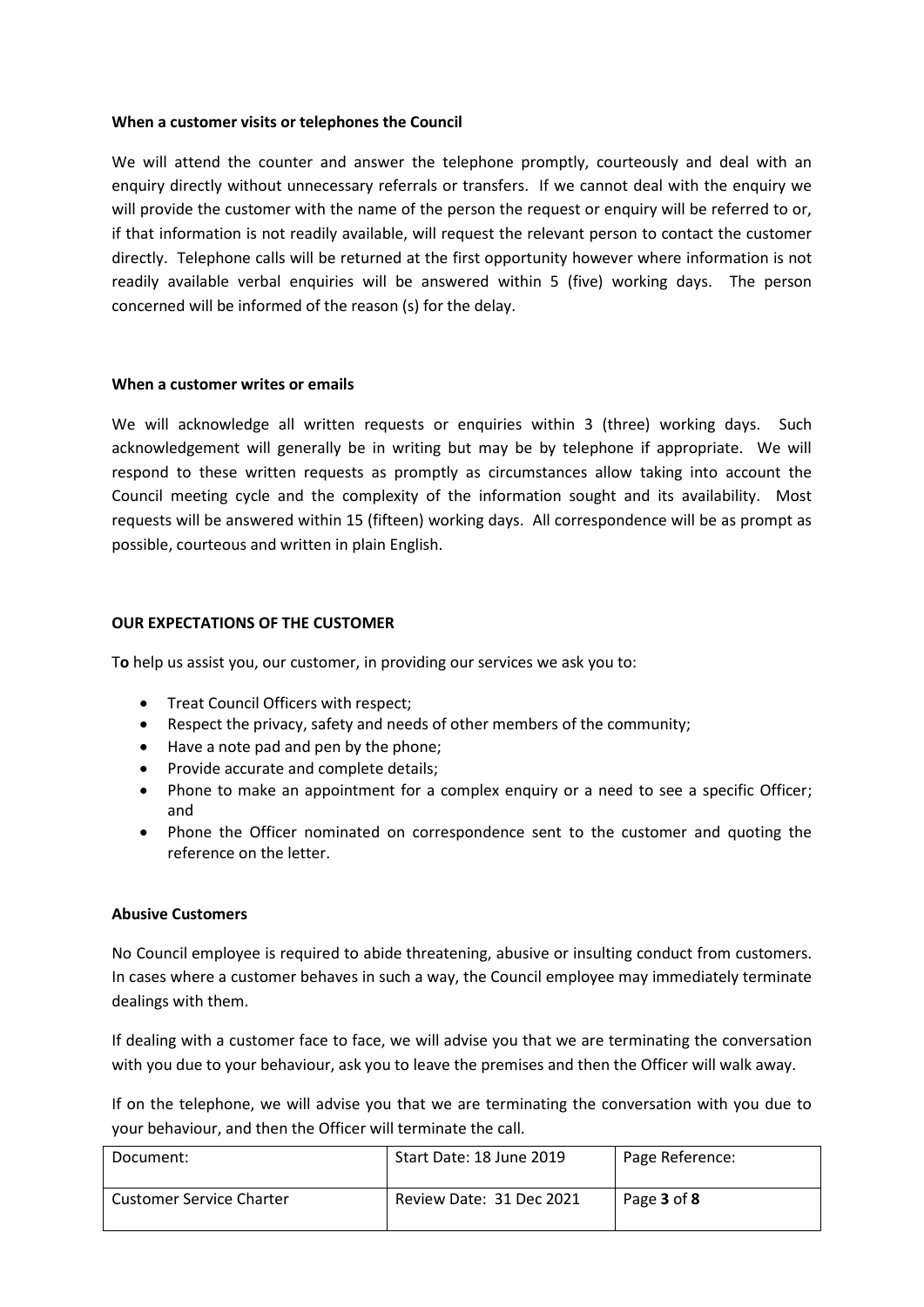**When a customer visits or telephones the Council**

We will attend the counter and answer the telephone promptly, courteously and deal with an enquiry directly without unnecessary referrals or transfers. If we cannot deal with the enquiry we will provide the customer with the name of the person the request or enquiry will be referred to or, if that information is not readily available, will request the relevant person to contact the customer directly. Telephone calls will be returned at the first opportunity however where information is not readily available verbal enquiries will be answered within 5 (five) working days. The person concerned will be informed of the reason (s) for the delay.

**When a customer writes or emails**

We will acknowledge all written requests or enquiries within 3 (three) working days. Such acknowledgement will generally be in writing but may be by telephone if appropriate. We will respond to these written requests as promptly as circumstances allow taking into account the Council meeting cycle and the complexity of the information sought and its availability. Most requests will be answered within 15 (fifteen) working days. All correspondence will be as prompt as possible, courteous and written in plain English.

**OUR EXPECTATIONS OF THE CUSTOMER**

To help us assist you, our customer, in providing our services we ask you to:

- Treat Council Officers with respect;
- Respect the privacy, safety and needs of other members of the community;
- Have a note pad and pen by the phone;
- Provide accurate and complete details;
- Phone to make an appointment for a complex enquiry or a need to see a specific Officer; and
- Phone the Officer nominated on correspondence sent to the customer and quoting the reference on the letter.

**Abusive Customers**

No Council employee is required to abide threatening, abusive or insulting conduct from customers. In cases where a customer behaves in such a way, the Council employee may immediately terminate dealings with them.

If dealing with a customer face to face, we will advise you that we are terminating the conversation with you due to your behaviour, ask you to leave the premises and then the Officer will walk away.

If on the telephone, we will advise you that we are terminating the conversation with you due to your behaviour, and then the Officer will terminate the call.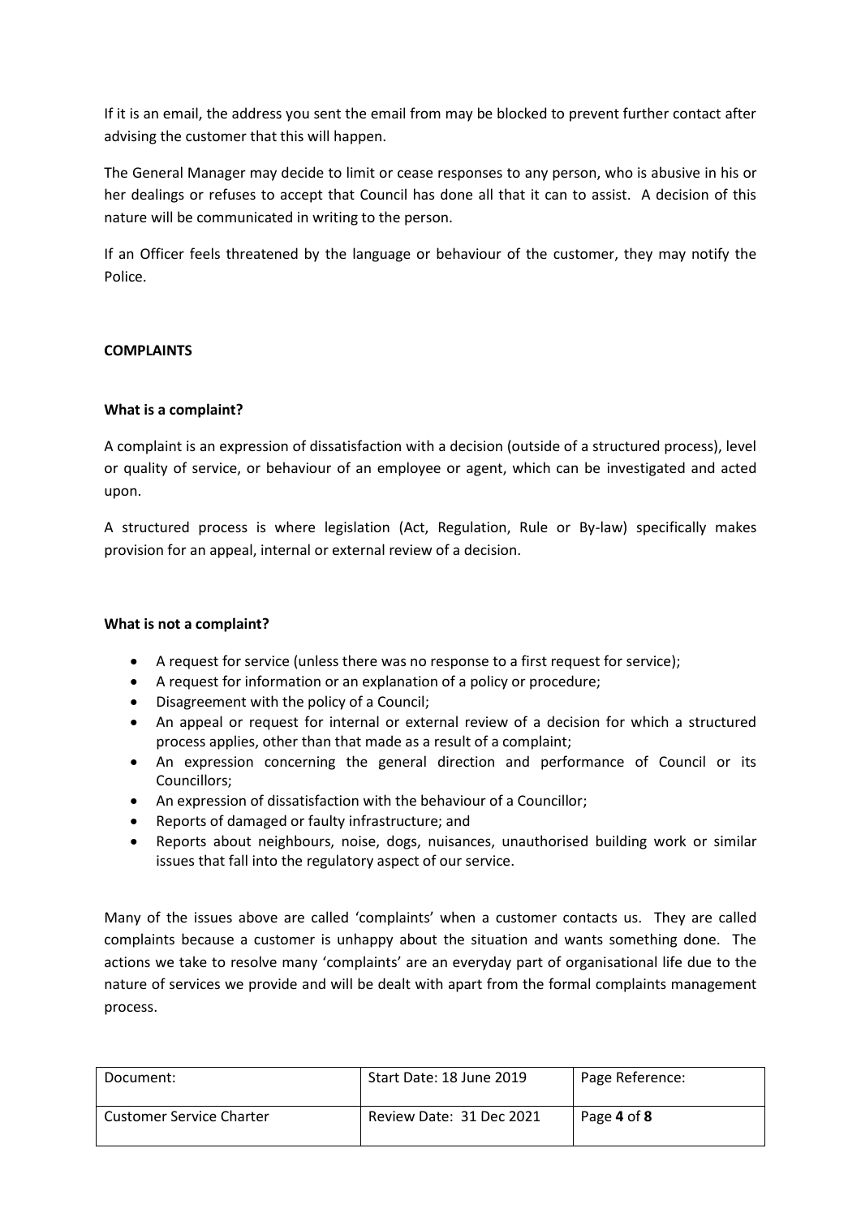If it is an email, the address you sent the email from may be blocked to prevent further contact after advising the customer that this will happen.

The General Manager may decide to limit or cease responses to any person, who is abusive in his or her dealings or refuses to accept that Council has done all that it can to assist. A decision of this nature will be communicated in writing to the person.

If an Officer feels threatened by the language or behaviour of the customer, they may notify the Police.

## COMPLAINTS

### What is a complaint?

A complaint is an expression of dissatisfaction with a decision (outside of a structured process), level or quality of service, or behaviour of an employee or agent, which can be investigated and acted upon.

A structured process is where legislation (Act, Regulation, Rule or By-law) specifically makes provision for an appeal, internal or external review of a decision.

### What is not a complaint?

- A request for service (unless there was no response to a first request for service);
- A request for information or an explanation of a policy or procedure;
- Disagreement with the policy of a Council;
- An appeal or request for internal or external review of a decision for which a structured process applies, other than that made as a result of a complaint;
- An expression concerning the general direction and performance of Council or its Councillors;
- An expression of dissatisfaction with the behaviour of a Councillor;
- Reports of damaged or faulty infrastructure; and
- Reports about neighbours, noise, dogs, nuisances, unauthorised building work or similar issues that fall into the regulatory aspect of our service.

Many of the issues above are called 'complaints' when a customer contacts us. They are called complaints because a customer is unhappy about the situation and wants something done. The actions we take to resolve many 'complaints' are an everyday part of organisational life due to the nature of services we provide and will be dealt with apart from the formal complaints management process.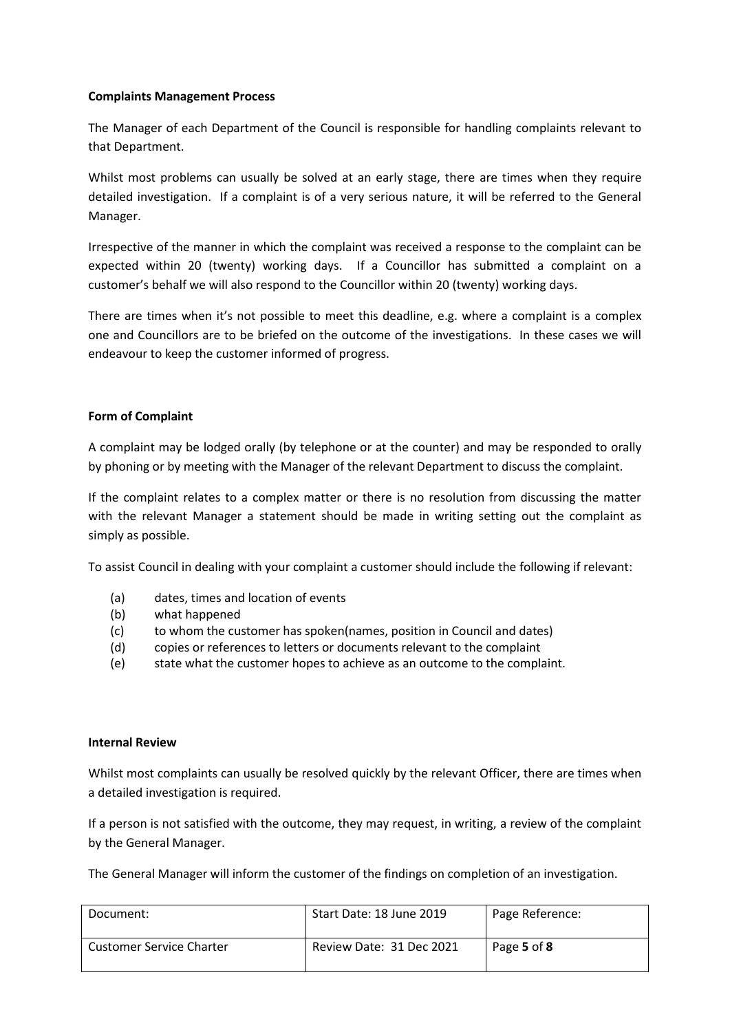**Complaints Management Process**

The Manager of each Department of the Council is responsible for handling complaints relevant to that Department.

Whilst most problems can usually be solved at an early stage, there are times when they require detailed investigation. If a complaint is of a very serious nature, it will be referred to the General Manager.

Irrespective of the manner in which the complaint was received a response to the complaint can be expected within 20 (twenty) working days. If a Councillor has submitted a complaint on a customer's behalf we will also respond to the Councillor within 20 (twenty) working days.

There are times when it's not possible to meet this deadline, e.g. where a complaint is a complex one and Councillors are to be briefed on the outcome of the investigations. In these cases we will endeavour to keep the customer informed of progress.

**Form of Complaint**

A complaint may be lodged orally (by telephone or at the counter) and may be responded to orally by phoning or by meeting with the Manager of the relevant Department to discuss the complaint.

If the complaint relates to a complex matter or there is no resolution from discussing the matter with the relevant Manager a statement should be made in writing setting out the complaint as simply as possible.

To assist Council in dealing with your complaint a customer should include the following if relevant:

(a) dates, times and location of events
(b) what happened
(c) to whom the customer has spoken(names, position in Council and dates)
(d) copies or references to letters or documents relevant to the complaint
(e) state what the customer hopes to achieve as an outcome to the complaint.

**Internal Review**

Whilst most complaints can usually be resolved quickly by the relevant Officer, there are times when a detailed investigation is required.

If a person is not satisfied with the outcome, they may request, in writing, a review of the complaint by the General Manager.

The General Manager will inform the customer of the findings on completion of an investigation.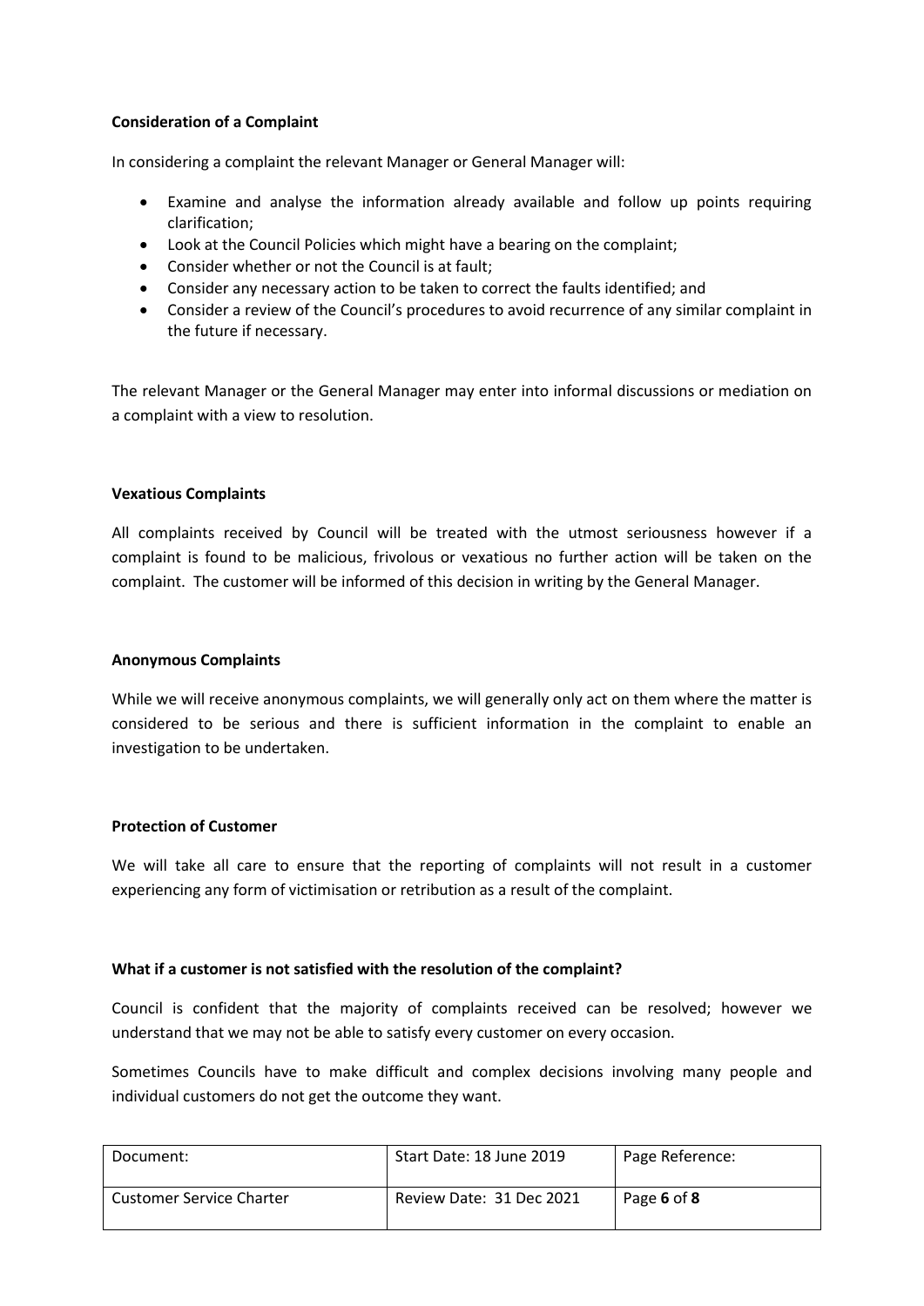**Consideration of a Complaint**

In considering a complaint the relevant Manager or General Manager will:

- Examine and analyse the information already available and follow up points requiring clarification;
- Look at the Council Policies which might have a bearing on the complaint;
- Consider whether or not the Council is at fault;
- Consider any necessary action to be taken to correct the faults identified; and
- Consider a review of the Council's procedures to avoid recurrence of any similar complaint in the future if necessary.

The relevant Manager or the General Manager may enter into informal discussions or mediation on a complaint with a view to resolution.

**Vexatious Complaints**

All complaints received by Council will be treated with the utmost seriousness however if a complaint is found to be malicious, frivolous or vexatious no further action will be taken on the complaint. The customer will be informed of this decision in writing by the General Manager.

**Anonymous Complaints**

While we will receive anonymous complaints, we will generally only act on them where the matter is considered to be serious and there is sufficient information in the complaint to enable an investigation to be undertaken.

**Protection of Customer**

We will take all care to ensure that the reporting of complaints will not result in a customer experiencing any form of victimisation or retribution as a result of the complaint.

**What if a customer is not satisfied with the resolution of the complaint?**

Council is confident that the majority of complaints received can be resolved; however we understand that we may not be able to satisfy every customer on every occasion.

Sometimes Councils have to make difficult and complex decisions involving many people and individual customers do not get the outcome they want.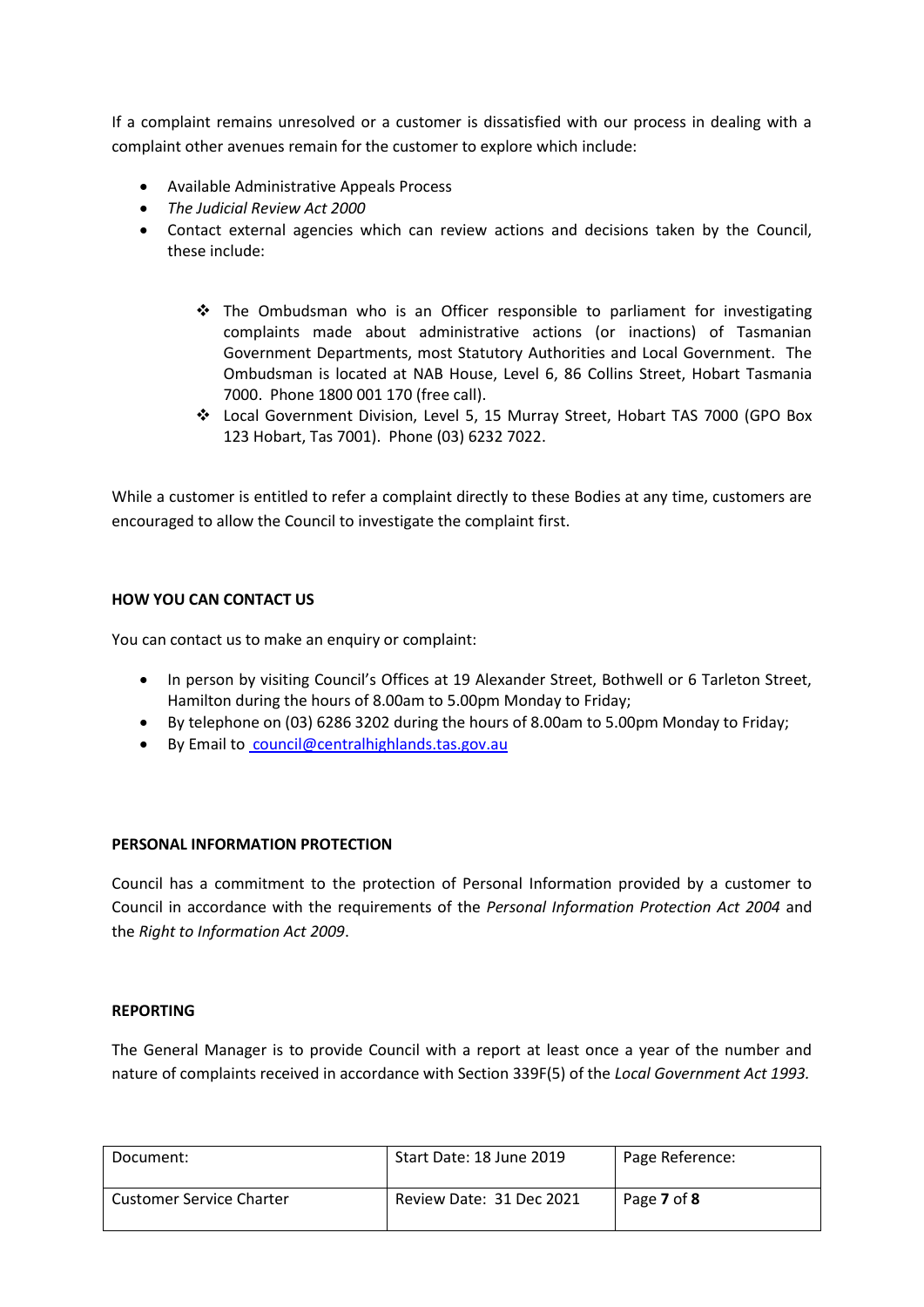If a complaint remains unresolved or a customer is dissatisfied with our process in dealing with a complaint other avenues remain for the customer to explore which include:

- Available Administrative Appeals Process
- *The Judicial Review Act 2000*
- Contact external agencies which can review actions and decisions taken by the Council, these include:
  - The Ombudsman who is an Officer responsible to parliament for investigating complaints made about administrative actions (or inactions) of Tasmanian Government Departments, most Statutory Authorities and Local Government. The Ombudsman is located at NAB House, Level 6, 86 Collins Street, Hobart Tasmania 7000. Phone 1800 001 170 (free call).
  - Local Government Division, Level 5, 15 Murray Street, Hobart TAS 7000 (GPO Box 123 Hobart, Tas 7001). Phone (03) 6232 7022.

While a customer is entitled to refer a complaint directly to these Bodies at any time, customers are encouraged to allow the Council to investigate the complaint first.

**HOW YOU CAN CONTACT US**

You can contact us to make an enquiry or complaint:

- In person by visiting Council's Offices at 19 Alexander Street, Bothwell or 6 Tarleton Street, Hamilton during the hours of 8.00am to 5.00pm Monday to Friday;
- By telephone on (03) 6286 3202 during the hours of 8.00am to 5.00pm Monday to Friday;
- By Email to council@centralhighlands.tas.gov.au

**PERSONAL INFORMATION PROTECTION**

Council has a commitment to the protection of Personal Information provided by a customer to Council in accordance with the requirements of the *Personal Information Protection Act 2004* and the *Right to Information Act 2009*.

**REPORTING**

The General Manager is to provide Council with a report at least once a year of the number and nature of complaints received in accordance with Section 339F(5) of the *Local Government Act 1993.*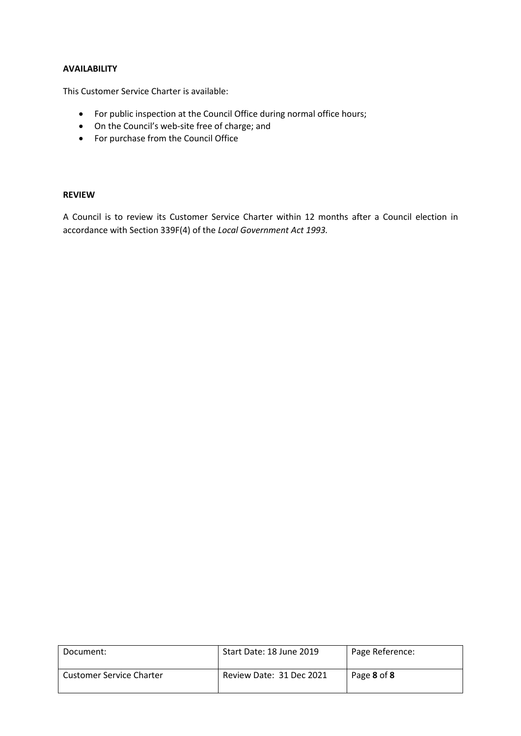**AVAILABILITY**

This Customer Service Charter is available:

- For public inspection at the Council Office during normal office hours;
- On the Council's web-site free of charge; and
- For purchase from the Council Office

**REVIEW**

A Council is to review its Customer Service Charter within 12 months after a Council election in accordance with Section 339F(4) of the *Local Government Act 1993.*